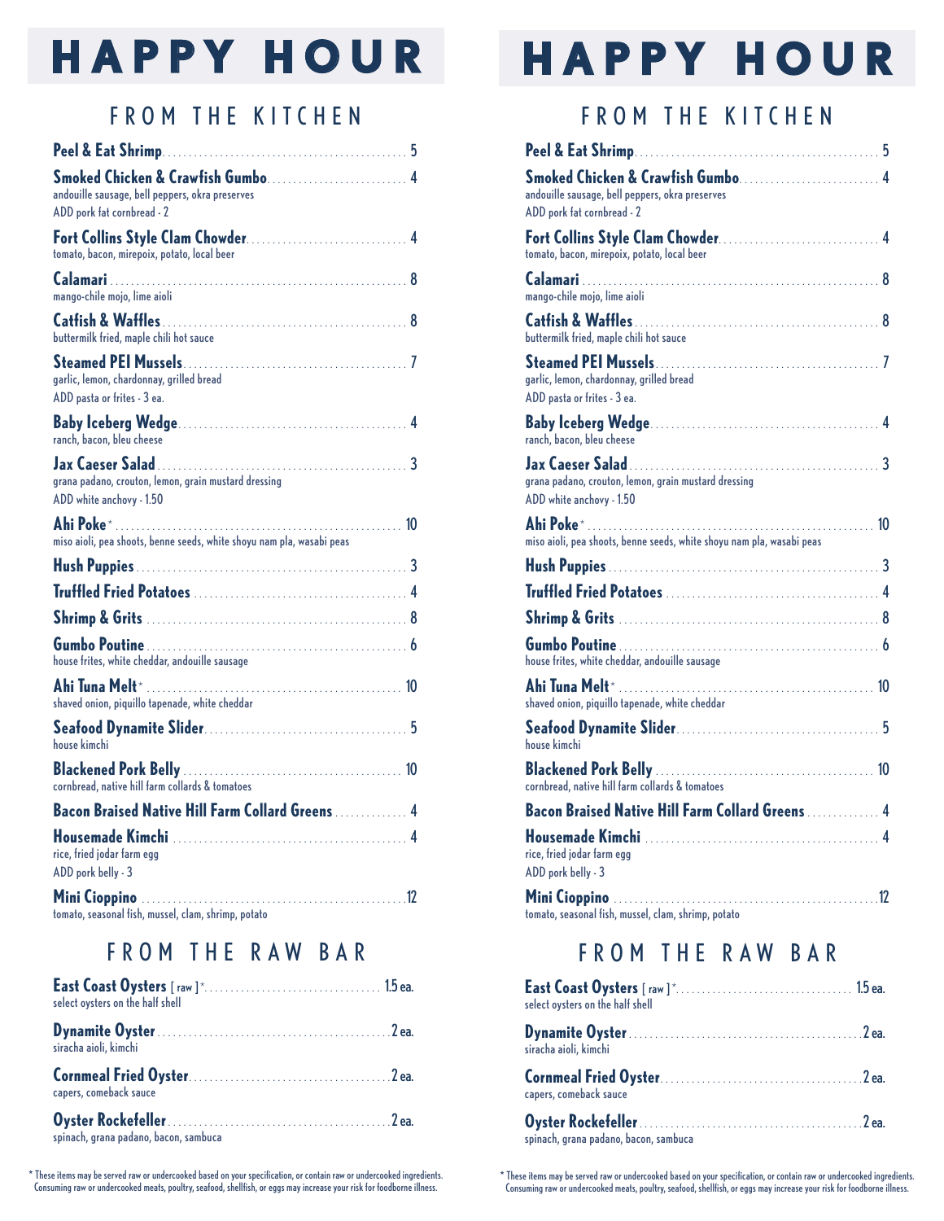# HAPPY HOUR

## FROM THE KITCHEN

**Peel & Eat Shrimp** ... 5

**Smoked Chicken & Crawfish Gumbo** ... 4
andouille sausage, bell peppers, okra preserves
ADD pork fat cornbread - 2

**Fort Collins Style Clam Chowder** ... 4
tomato, bacon, mirepoix, potato, local beer

**Calamari** ... 8
mango-chile mojo, lime aioli

**Catfish & Waffles** ... 8
buttermilk fried, maple chili hot sauce

**Steamed PEI Mussels** ... 7
garlic, lemon, chardonnay, grilled bread
ADD pasta or frites - 3 ea.

**Baby Iceberg Wedge** ... 4
ranch, bacon, bleu cheese

**Jax Caeser Salad** ... 3
grana padano, crouton, lemon, grain mustard dressing
ADD white anchovy - 1.50

**Ahi Poke*** ... 10
miso aioli, pea shoots, benne seeds, white shoyu nam pla, wasabi peas

**Hush Puppies** ... 3

**Truffled Fried Potatoes** ... 4

**Shrimp & Grits** ... 8

**Gumbo Poutine** ... 6
house frites, white cheddar, andouille sausage

**Ahi Tuna Melt*** ... 10
shaved onion, piquillo tapenade, white cheddar

**Seafood Dynamite Slider** ... 5
house kimchi

**Blackened Pork Belly** ... 10
cornbread, native hill farm collards & tomatoes

**Bacon Braised Native Hill Farm Collard Greens** ... 4

**Housemade Kimchi** ... 4
rice, fried jodar farm egg
ADD pork belly - 3

**Mini Cioppino** ... 12
tomato, seasonal fish, mussel, clam, shrimp, potato

## FROM THE RAW BAR

**East Coast Oysters** [ raw ]* ... 1.5 ea.
select oysters on the half shell

**Dynamite Oyster** ... 2 ea.
siracha aioli, kimchi

**Cornmeal Fried Oyster** ... 2 ea.
capers, comeback sauce

**Oyster Rockefeller** ... 2 ea.
spinach, grana padano, bacon, sambuca

* These items may be served raw or undercooked based on your specification, or contain raw or undercooked ingredients. Consuming raw or undercooked meats, poultry, seafood, shellfish, or eggs may increase your risk for foodborne illness.

# HAPPY HOUR

## FROM THE KITCHEN

**Peel & Eat Shrimp** ... 5

**Smoked Chicken & Crawfish Gumbo** ... 4
andouille sausage, bell peppers, okra preserves
ADD pork fat cornbread - 2

**Fort Collins Style Clam Chowder** ... 4
tomato, bacon, mirepoix, potato, local beer

**Calamari** ... 8
mango-chile mojo, lime aioli

**Catfish & Waffles** ... 8
buttermilk fried, maple chili hot sauce

**Steamed PEI Mussels** ... 7
garlic, lemon, chardonnay, grilled bread
ADD pasta or frites - 3 ea.

**Baby Iceberg Wedge** ... 4
ranch, bacon, bleu cheese

**Jax Caeser Salad** ... 3
grana padano, crouton, lemon, grain mustard dressing
ADD white anchovy - 1.50

**Ahi Poke*** ... 10
miso aioli, pea shoots, benne seeds, white shoyu nam pla, wasabi peas

**Hush Puppies** ... 3

**Truffled Fried Potatoes** ... 4

**Shrimp & Grits** ... 8

**Gumbo Poutine** ... 6
house frites, white cheddar, andouille sausage

**Ahi Tuna Melt*** ... 10
shaved onion, piquillo tapenade, white cheddar

**Seafood Dynamite Slider** ... 5
house kimchi

**Blackened Pork Belly** ... 10
cornbread, native hill farm collards & tomatoes

**Bacon Braised Native Hill Farm Collard Greens** ... 4

**Housemade Kimchi** ... 4
rice, fried jodar farm egg
ADD pork belly - 3

**Mini Cioppino** ... 12
tomato, seasonal fish, mussel, clam, shrimp, potato

## FROM THE RAW BAR

**East Coast Oysters** [ raw ]* ... 1.5 ea.
select oysters on the half shell

**Dynamite Oyster** ... 2 ea.
siracha aioli, kimchi

**Cornmeal Fried Oyster** ... 2 ea.
capers, comeback sauce

**Oyster Rockefeller** ... 2 ea.
spinach, grana padano, bacon, sambuca

* These items may be served raw or undercooked based on your specification, or contain raw or undercooked ingredients. Consuming raw or undercooked meats, poultry, seafood, shellfish, or eggs may increase your risk for foodborne illness.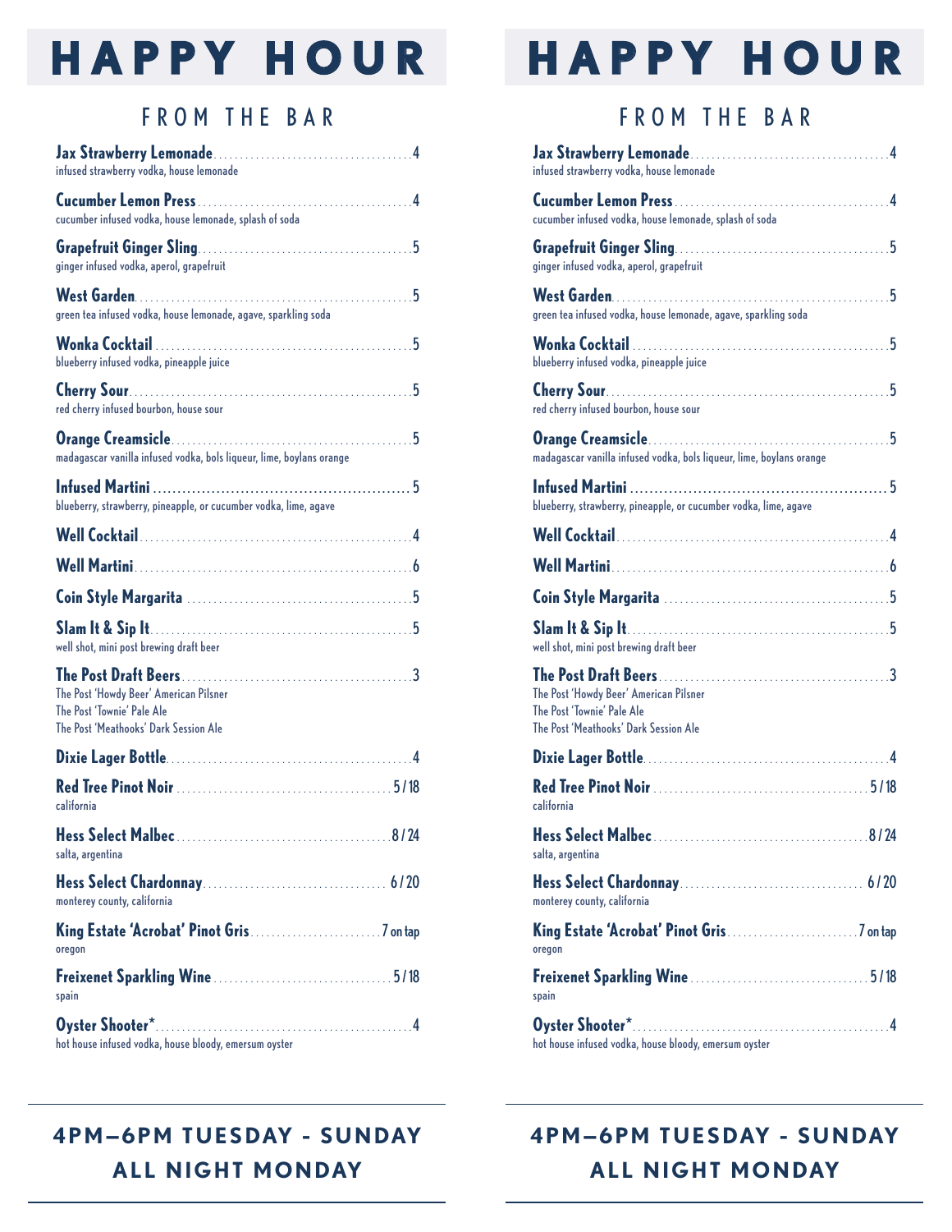# HAPPY HOUR

## FROM THE BAR

**Jax Strawberry Lemonade** .... 4
infused strawberry vodka, house lemonade

**Cucumber Lemon Press** .... 4
cucumber infused vodka, house lemonade, splash of soda

**Grapefruit Ginger Sling** .... 5
ginger infused vodka, aperol, grapefruit

**West Garden** .... 5
green tea infused vodka, house lemonade, agave, sparkling soda

**Wonka Cocktail** .... 5
blueberry infused vodka, pineapple juice

**Cherry Sour** .... 5
red cherry infused bourbon, house sour

**Orange Creamsicle** .... 5
madagascar vanilla infused vodka, bols liqueur, lime, boylans orange

**Infused Martini** .... 5
blueberry, strawberry, pineapple, or cucumber vodka, lime, agave

**Well Cocktail** .... 4

**Well Martini** .... 6

**Coin Style Margarita** .... 5

**Slam It & Sip It** .... 5
well shot, mini post brewing draft beer

**The Post Draft Beers** .... 3
The Post 'Howdy Beer' American Pilsner
The Post 'Townie' Pale Ale
The Post 'Meathooks' Dark Session Ale

**Dixie Lager Bottle** .... 4

**Red Tree Pinot Noir** .... 5 / 18
california

**Hess Select Malbec** .... 8 / 24
salta, argentina

**Hess Select Chardonnay** .... 6 / 20
monterey county, california

**King Estate 'Acrobat' Pinot Gris** .... 7 on tap
oregon

**Freixenet Sparkling Wine** .... 5 / 18
spain

**Oyster Shooter*** .... 4
hot house infused vodka, house bloody, emersum oyster

**4PM–6PM TUESDAY - SUNDAY**
**ALL NIGHT MONDAY**

# HAPPY HOUR

## FROM THE BAR

**Jax Strawberry Lemonade** .... 4
infused strawberry vodka, house lemonade

**Cucumber Lemon Press** .... 4
cucumber infused vodka, house lemonade, splash of soda

**Grapefruit Ginger Sling** .... 5
ginger infused vodka, aperol, grapefruit

**West Garden** .... 5
green tea infused vodka, house lemonade, agave, sparkling soda

**Wonka Cocktail** .... 5
blueberry infused vodka, pineapple juice

**Cherry Sour** .... 5
red cherry infused bourbon, house sour

**Orange Creamsicle** .... 5
madagascar vanilla infused vodka, bols liqueur, lime, boylans orange

**Infused Martini** .... 5
blueberry, strawberry, pineapple, or cucumber vodka, lime, agave

**Well Cocktail** .... 4

**Well Martini** .... 6

**Coin Style Margarita** .... 5

**Slam It & Sip It** .... 5
well shot, mini post brewing draft beer

**The Post Draft Beers** .... 3
The Post 'Howdy Beer' American Pilsner
The Post 'Townie' Pale Ale
The Post 'Meathooks' Dark Session Ale

**Dixie Lager Bottle** .... 4

**Red Tree Pinot Noir** .... 5 / 18
california

**Hess Select Malbec** .... 8 / 24
salta, argentina

**Hess Select Chardonnay** .... 6 / 20
monterey county, california

**King Estate 'Acrobat' Pinot Gris** .... 7 on tap
oregon

**Freixenet Sparkling Wine** .... 5 / 18
spain

**Oyster Shooter*** .... 4
hot house infused vodka, house bloody, emersum oyster

**4PM–6PM TUESDAY - SUNDAY**
**ALL NIGHT MONDAY**